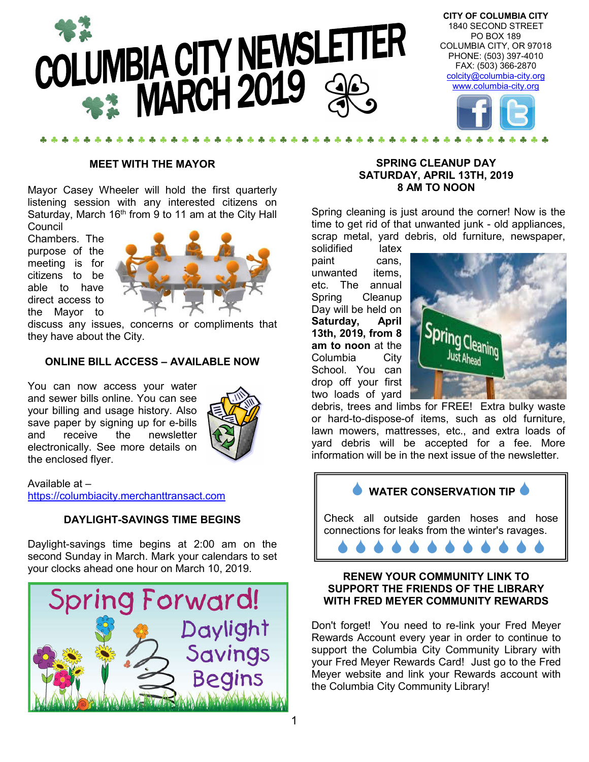# COLUMBIA CITY NEWSLETTER MARCH 2019

**CITY OF COLUMBIA CITY**
1840 SECOND STREET
PO BOX 189
COLUMBIA CITY, OR 97018
PHONE: (503) 397-4010
FAX: (503) 366-2870
colcity@columbia-city.org
www.columbia-city.org

## MEET WITH THE MAYOR

Mayor Casey Wheeler will hold the first quarterly listening session with any interested citizens on Saturday, March 16th from 9 to 11 am at the City Hall Council Chambers. The purpose of the meeting is for citizens to be able to have direct access to the Mayor to discuss any issues, concerns or compliments that they have about the City.

## ONLINE BILL ACCESS – AVAILABLE NOW

You can now access your water and sewer bills online. You can see your billing and usage history. Also save paper by signing up for e-bills and receive the newsletter electronically. See more details on the enclosed flyer.

Available at – https://columbiacity.merchanttransact.com

## DAYLIGHT-SAVINGS TIME BEGINS

Daylight-savings time begins at 2:00 am on the second Sunday in March. Mark your calendars to set your clocks ahead one hour on March 10, 2019.

Spring Forward! Daylight Savings Begins

## SPRING CLEANUP DAY SATURDAY, APRIL 13TH, 2019 8 AM TO NOON

Spring cleaning is just around the corner! Now is the time to get rid of that unwanted junk - old appliances, scrap metal, yard debris, old furniture, newspaper, solidified latex paint cans, unwanted items, etc. The annual Spring Cleanup Day will be held on **Saturday, April 13th, 2019, from 8 am to noon** at the Columbia City School. You can drop off your first two loads of yard debris, trees and limbs for FREE! Extra bulky waste or hard-to-dispose-of items, such as old furniture, lawn mowers, mattresses, etc., and extra loads of yard debris will be accepted for a fee. More information will be in the next issue of the newsletter.

## WATER CONSERVATION TIP

Check all outside garden hoses and hose connections for leaks from the winter's ravages.

## RENEW YOUR COMMUNITY LINK TO SUPPORT THE FRIENDS OF THE LIBRARY WITH FRED MEYER COMMUNITY REWARDS

Don't forget! You need to re-link your Fred Meyer Rewards Account every year in order to continue to support the Columbia City Community Library with your Fred Meyer Rewards Card! Just go to the Fred Meyer website and link your Rewards account with the Columbia City Community Library!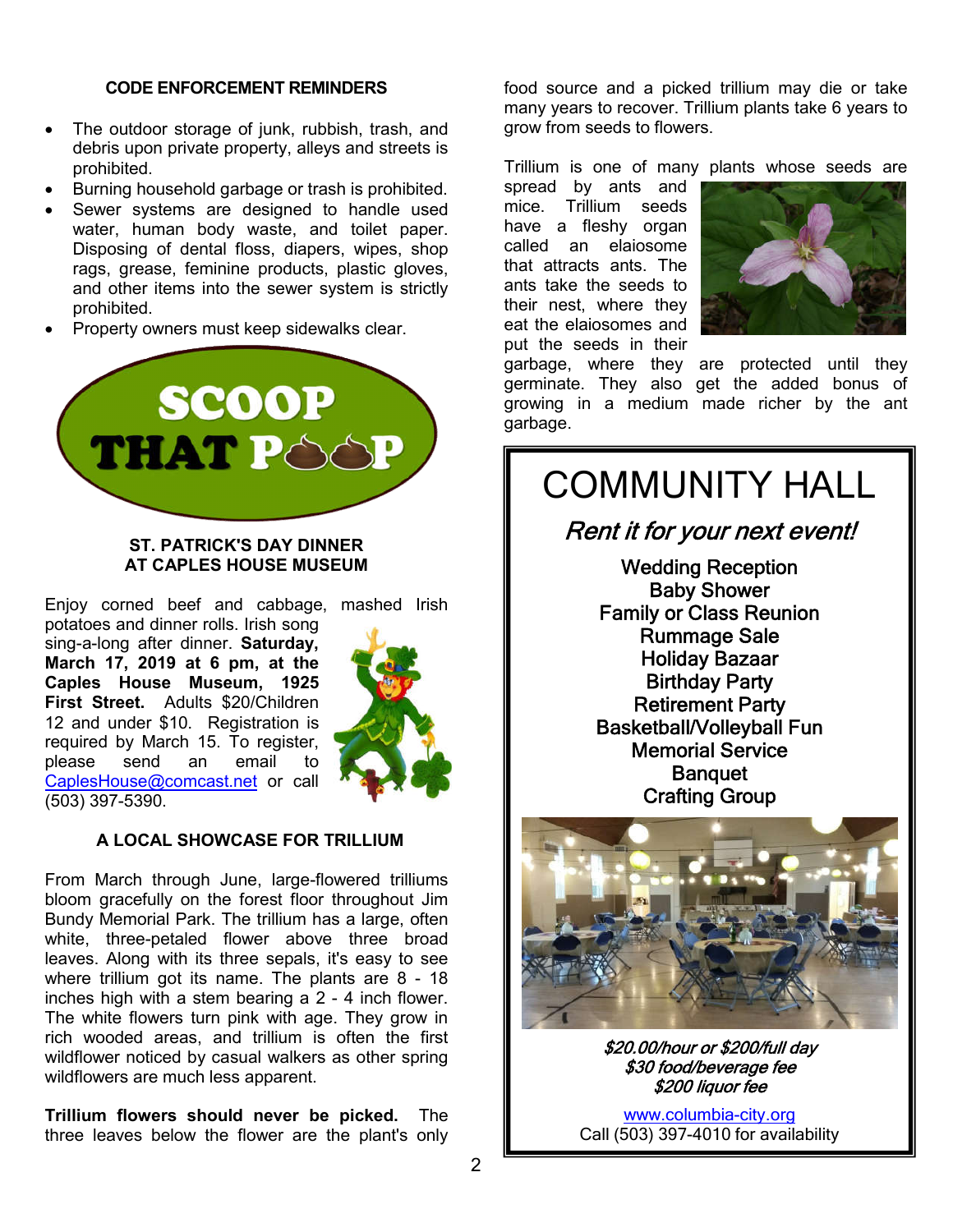## CODE ENFORCEMENT REMINDERS

- The outdoor storage of junk, rubbish, trash, and debris upon private property, alleys and streets is prohibited.
- Burning household garbage or trash is prohibited.
- Sewer systems are designed to handle used water, human body waste, and toilet paper. Disposing of dental floss, diapers, wipes, shop rags, grease, feminine products, plastic gloves, and other items into the sewer system is strictly prohibited.
- Property owners must keep sidewalks clear.

SCOOP THAT POOP

## ST. PATRICK'S DAY DINNER AT CAPLES HOUSE MUSEUM

Enjoy corned beef and cabbage, mashed Irish potatoes and dinner rolls. Irish song sing-a-long after dinner. **Saturday, March 17, 2019 at 6 pm, at the Caples House Museum, 1925 First Street.** Adults $20/Children 12 and under $10. Registration is required by March 15. To register, please send an email to CaplesHouse@comcast.net or call (503) 397-5390.

## A LOCAL SHOWCASE FOR TRILLIUM

From March through June, large-flowered trilliums bloom gracefully on the forest floor throughout Jim Bundy Memorial Park. The trillium has a large, often white, three-petaled flower above three broad leaves. Along with its three sepals, it's easy to see where trillium got its name. The plants are 8 - 18 inches high with a stem bearing a 2 - 4 inch flower. The white flowers turn pink with age. They grow in rich wooded areas, and trillium is often the first wildflower noticed by casual walkers as other spring wildflowers are much less apparent.

**Trillium flowers should never be picked.** The three leaves below the flower are the plant's only food source and a picked trillium may die or take many years to recover. Trillium plants take 6 years to grow from seeds to flowers.

Trillium is one of many plants whose seeds are spread by ants and mice. Trillium seeds have a fleshy organ called an elaiosome that attracts ants. The ants take the seeds to their nest, where they eat the elaiosomes and put the seeds in their garbage, where they are protected until they germinate. They also get the added bonus of growing in a medium made richer by the ant garbage.

## COMMUNITY HALL

*Rent it for your next event!*

Wedding Reception
Baby Shower
Family or Class Reunion
Rummage Sale
Holiday Bazaar
Birthday Party
Retirement Party
Basketball/Volleyball Fun
Memorial Service
Banquet
Crafting Group

*$20.00/hour or $200/full day*
*$30 food/beverage fee*
*$200 liquor fee*

www.columbia-city.org
Call (503) 397-4010 for availability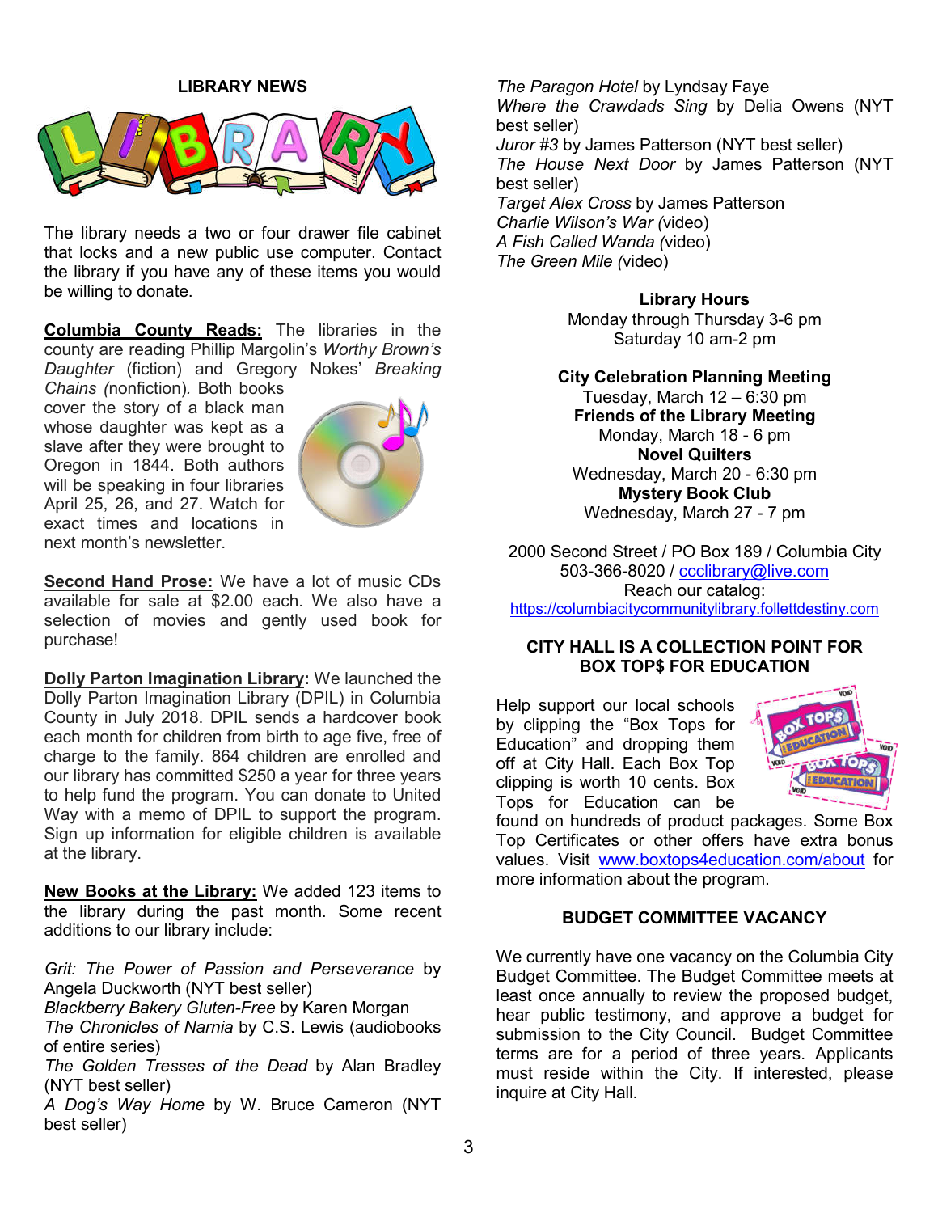## LIBRARY NEWS

The library needs a two or four drawer file cabinet that locks and a new public use computer. Contact the library if you have any of these items you would be willing to donate.

**Columbia County Reads:** The libraries in the county are reading Phillip Margolin's *Worthy Brown's Daughter* (fiction) and Gregory Nokes' *Breaking Chains (*nonfiction). Both books cover the story of a black man whose daughter was kept as a slave after they were brought to Oregon in 1844. Both authors will be speaking in four libraries April 25, 26, and 27. Watch for exact times and locations in next month's newsletter.

**Second Hand Prose:** We have a lot of music CDs available for sale at $2.00 each. We also have a selection of movies and gently used book for purchase!

**Dolly Parton Imagination Library:** We launched the Dolly Parton Imagination Library (DPIL) in Columbia County in July 2018. DPIL sends a hardcover book each month for children from birth to age five, free of charge to the family. 864 children are enrolled and our library has committed $250 a year for three years to help fund the program. You can donate to United Way with a memo of DPIL to support the program. Sign up information for eligible children is available at the library.

**New Books at the Library:** We added 123 items to the library during the past month. Some recent additions to our library include:

*Grit: The Power of Passion and Perseverance* by Angela Duckworth (NYT best seller)
*Blackberry Bakery Gluten-Free* by Karen Morgan
*The Chronicles of Narnia* by C.S. Lewis (audiobooks of entire series)
*The Golden Tresses of the Dead* by Alan Bradley (NYT best seller)
*A Dog's Way Home* by W. Bruce Cameron (NYT best seller)
*The Paragon Hotel* by Lyndsay Faye
*Where the Crawdads Sing* by Delia Owens (NYT best seller)
*Juror #3* by James Patterson (NYT best seller)
*The House Next Door* by James Patterson (NYT best seller)
*Target Alex Cross* by James Patterson
*Charlie Wilson's War* (video)
*A Fish Called Wanda* (video)
*The Green Mile* (video)

**Library Hours**
Monday through Thursday 3-6 pm
Saturday 10 am-2 pm

**City Celebration Planning Meeting**
Tuesday, March 12 – 6:30 pm
**Friends of the Library Meeting**
Monday, March 18 - 6 pm
**Novel Quilters**
Wednesday, March 20 - 6:30 pm
**Mystery Book Club**
Wednesday, March 27 - 7 pm

2000 Second Street / PO Box 189 / Columbia City
503-366-8020 / ccclibrary@live.com
Reach our catalog:
https://columbiacitycommunitylibrary.follettdestiny.com

## CITY HALL IS A COLLECTION POINT FOR BOX TOP$ FOR EDUCATION

Help support our local schools by clipping the "Box Tops for Education" and dropping them off at City Hall. Each Box Top clipping is worth 10 cents. Box Tops for Education can be found on hundreds of product packages. Some Box Top Certificates or other offers have extra bonus values. Visit www.boxtops4education.com/about for more information about the program.

## BUDGET COMMITTEE VACANCY

We currently have one vacancy on the Columbia City Budget Committee. The Budget Committee meets at least once annually to review the proposed budget, hear public testimony, and approve a budget for submission to the City Council. Budget Committee terms are for a period of three years. Applicants must reside within the City. If interested, please inquire at City Hall.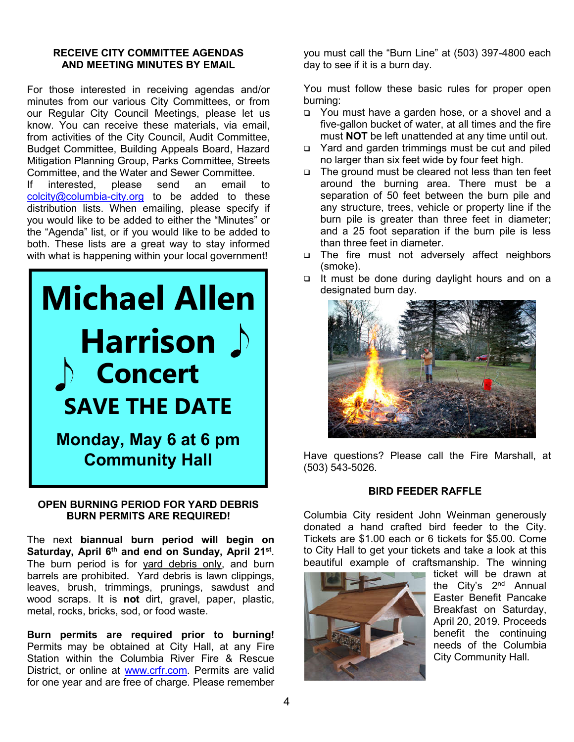## RECEIVE CITY COMMITTEE AGENDAS AND MEETING MINUTES BY EMAIL

For those interested in receiving agendas and/or minutes from our various City Committees, or from our Regular City Council Meetings, please let us know. You can receive these materials, via email, from activities of the City Council, Audit Committee, Budget Committee, Building Appeals Board, Hazard Mitigation Planning Group, Parks Committee, Streets Committee, and the Water and Sewer Committee.
If interested, please send an email to colcity@columbia-city.org to be added to these distribution lists. When emailing, please specify if you would like to be added to either the "Minutes" or the "Agenda" list, or if you would like to be added to both. These lists are a great way to stay informed with what is happening within your local government!

# Michael Allen Harrison ♪ ♪ Concert

## SAVE THE DATE

### Monday, May 6 at 6 pm Community Hall

## OPEN BURNING PERIOD FOR YARD DEBRIS BURN PERMITS ARE REQUIRED!

The next **biannual burn period will begin on Saturday, April 6th and end on Sunday, April 21st**. The burn period is for yard debris only, and burn barrels are prohibited. Yard debris is lawn clippings, leaves, brush, trimmings, prunings, sawdust and wood scraps. It is **not** dirt, gravel, paper, plastic, metal, rocks, bricks, sod, or food waste.

**Burn permits are required prior to burning!** Permits may be obtained at City Hall, at any Fire Station within the Columbia River Fire & Rescue District, or online at www.crfr.com. Permits are valid for one year and are free of charge. Please remember you must call the "Burn Line" at (503) 397-4800 each day to see if it is a burn day.

You must follow these basic rules for proper open burning:

- You must have a garden hose, or a shovel and a five-gallon bucket of water, at all times and the fire must **NOT** be left unattended at any time until out.
- Yard and garden trimmings must be cut and piled no larger than six feet wide by four feet high.
- The ground must be cleared not less than ten feet around the burning area. There must be a separation of 50 feet between the burn pile and any structure, trees, vehicle or property line if the burn pile is greater than three feet in diameter; and a 25 foot separation if the burn pile is less than three feet in diameter.
- The fire must not adversely affect neighbors (smoke).
- It must be done during daylight hours and on a designated burn day.

Have questions? Please call the Fire Marshall, at (503) 543-5026.

## BIRD FEEDER RAFFLE

Columbia City resident John Weinman generously donated a hand crafted bird feeder to the City. Tickets are $1.00 each or 6 tickets for $5.00. Come to City Hall to get your tickets and take a look at this beautiful example of craftsmanship. The winning ticket will be drawn at the City's 2nd Annual Easter Benefit Pancake Breakfast on Saturday, April 20, 2019. Proceeds benefit the continuing needs of the Columbia City Community Hall.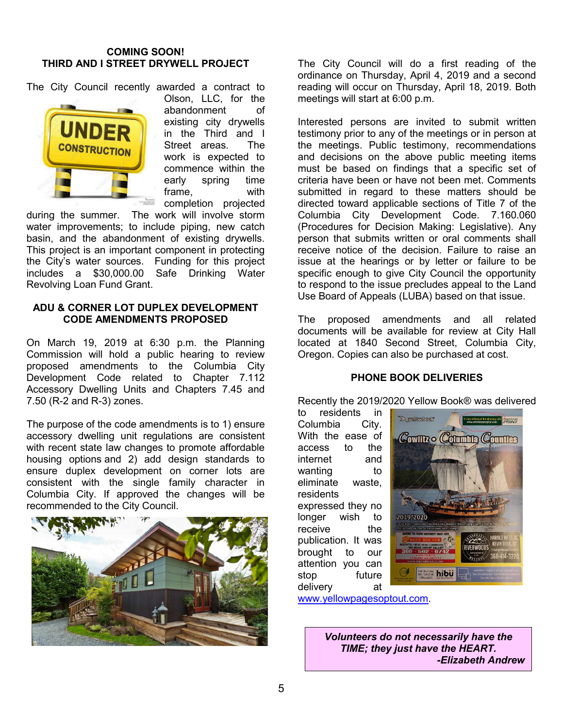## COMING SOON!
## THIRD AND I STREET DRYWELL PROJECT

The City Council recently awarded a contract to Olson, LLC, for the abandonment of existing city drywells in the Third and I Street areas. The work is expected to commence within the early spring time frame, with completion projected during the summer. The work will involve storm water improvements; to include piping, new catch basin, and the abandonment of existing drywells. This project is an important component in protecting the City's water sources. Funding for this project includes a $30,000.00 Safe Drinking Water Revolving Loan Fund Grant.

## ADU & CORNER LOT DUPLEX DEVELOPMENT CODE AMENDMENTS PROPOSED

On March 19, 2019 at 6:30 p.m. the Planning Commission will hold a public hearing to review proposed amendments to the Columbia City Development Code related to Chapter 7.112 Accessory Dwelling Units and Chapters 7.45 and 7.50 (R-2 and R-3) zones.

The purpose of the code amendments is to 1) ensure accessory dwelling unit regulations are consistent with recent state law changes to promote affordable housing options and 2) add design standards to ensure duplex development on corner lots are consistent with the single family character in Columbia City. If approved the changes will be recommended to the City Council.

The City Council will do a first reading of the ordinance on Thursday, April 4, 2019 and a second reading will occur on Thursday, April 18, 2019. Both meetings will start at 6:00 p.m.

Interested persons are invited to submit written testimony prior to any of the meetings or in person at the meetings. Public testimony, recommendations and decisions on the above public meeting items must be based on findings that a specific set of criteria have been or have not been met. Comments submitted in regard to these matters should be directed toward applicable sections of Title 7 of the Columbia City Development Code. 7.160.060 (Procedures for Decision Making: Legislative). Any person that submits written or oral comments shall receive notice of the decision. Failure to raise an issue at the hearings or by letter or failure to be specific enough to give City Council the opportunity to respond to the issue precludes appeal to the Land Use Board of Appeals (LUBA) based on that issue.

The proposed amendments and all related documents will be available for review at City Hall located at 1840 Second Street, Columbia City, Oregon. Copies can also be purchased at cost.

## PHONE BOOK DELIVERIES

Recently the 2019/2020 Yellow Book® was delivered to residents in Columbia City. With the ease of access to the internet and wanting to eliminate waste, residents expressed they no longer wish to receive the publication. It was brought to our attention you can stop future delivery at www.yellowpagesoptout.com.

***Volunteers do not necessarily have the TIME; they just have the HEART.***
***-Elizabeth Andrew***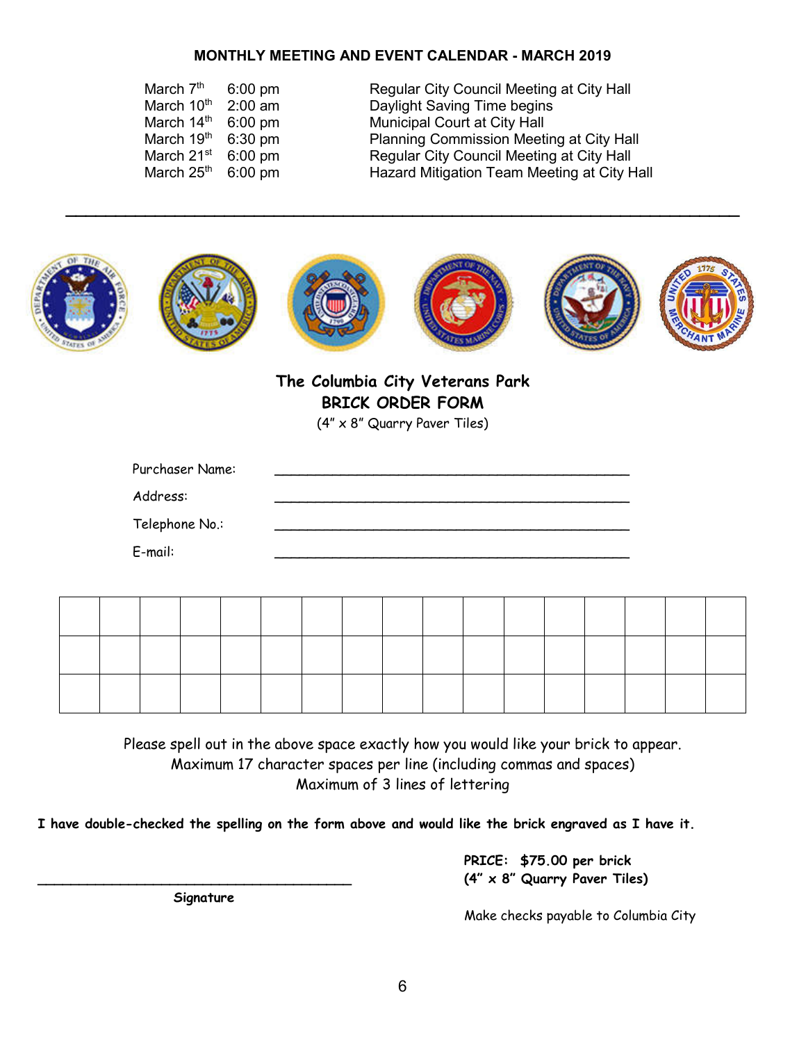## MONTHLY MEETING AND EVENT CALENDAR - MARCH 2019

| | | |
|---|---|---|
| March 7th | 6:00 pm | Regular City Council Meeting at City Hall |
| March 10th | 2:00 am | Daylight Saving Time begins |
| March 14th | 6:00 pm | Municipal Court at City Hall |
| March 19th | 6:30 pm | Planning Commission Meeting at City Hall |
| March 21st | 6:00 pm | Regular City Council Meeting at City Hall |
| March 25th | 6:00 pm | Hazard Mitigation Team Meeting at City Hall |

---

## The Columbia City Veterans Park
## BRICK ORDER FORM

(4" x 8" Quarry Paver Tiles)

Purchaser Name: ______________________________________

Address: ______________________________________

Telephone No.: ______________________________________

E-mail: ______________________________________

| | | | | | | | | | | | | | | | | |
|---|---|---|---|---|---|---|---|---|---|---|---|---|---|---|---|---|
| | | | | | | | | | | | | | | | | |
| | | | | | | | | | | | | | | | | |
| | | | | | | | | | | | | | | | | |

Please spell out in the above space exactly how you would like your brick to appear.
Maximum 17 character spaces per line (including commas and spaces)
Maximum of 3 lines of lettering

**I have double-checked the spelling on the form above and would like the brick engraved as I have it.**

______________________________________
**Signature**

**PRICE: $75.00 per brick**
**(4" x 8" Quarry Paver Tiles)**

Make checks payable to Columbia City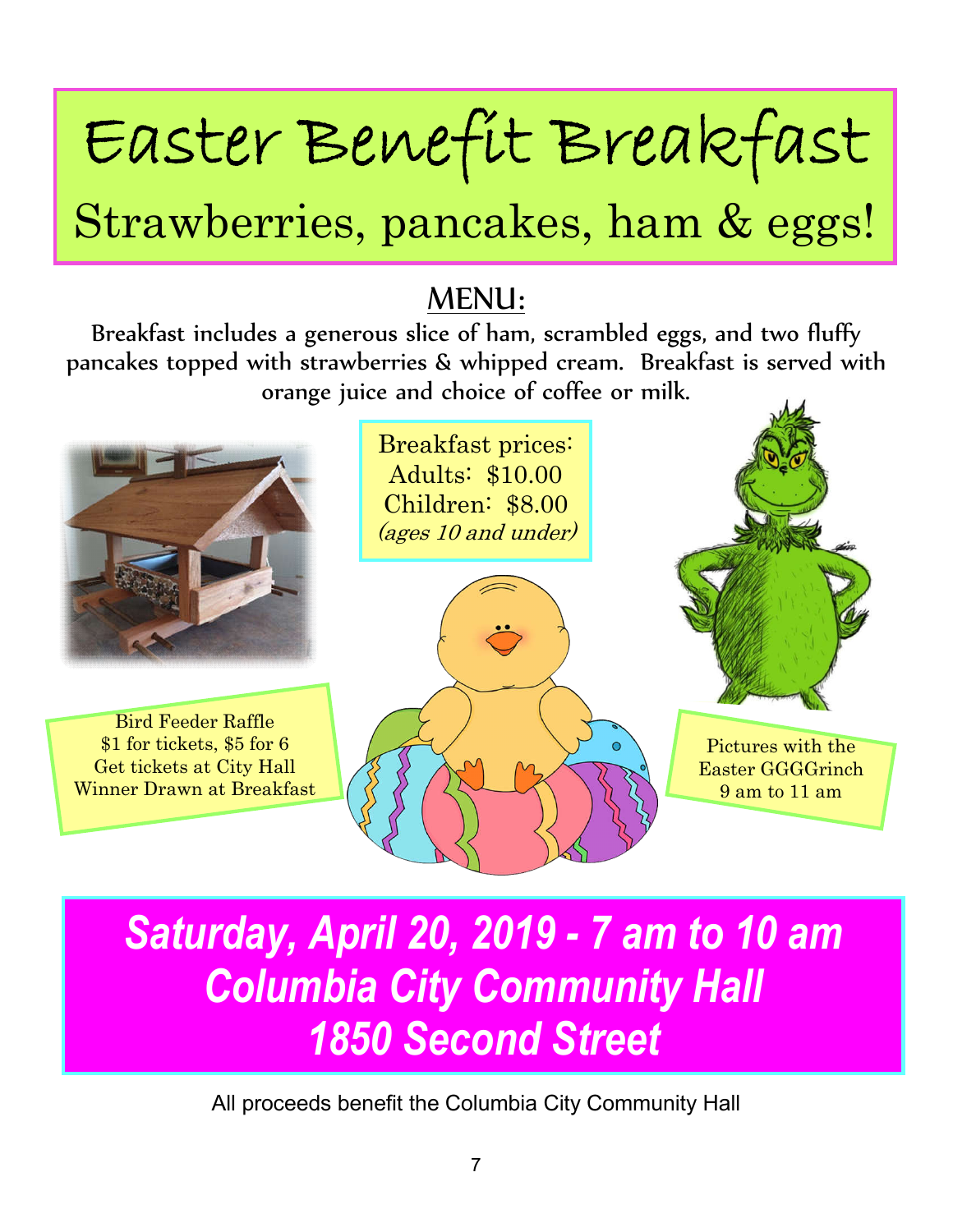# Easter Benefit Breakfast

## Strawberries, pancakes, ham & eggs!

## MENU:

Breakfast includes a generous slice of ham, scrambled eggs, and two fluffy pancakes topped with strawberries & whipped cream. Breakfast is served with orange juice and choice of coffee or milk.

Breakfast prices:
Adults: $10.00
Children: $8.00
*(ages 10 and under)*

Bird Feeder Raffle
$1 for tickets, $5 for 6
Get tickets at City Hall
Winner Drawn at Breakfast

Pictures with the
Easter GGGGrinch
9 am to 11 am

## *Saturday, April 20, 2019 - 7 am to 10 am*
## *Columbia City Community Hall*
## *1850 Second Street*

All proceeds benefit the Columbia City Community Hall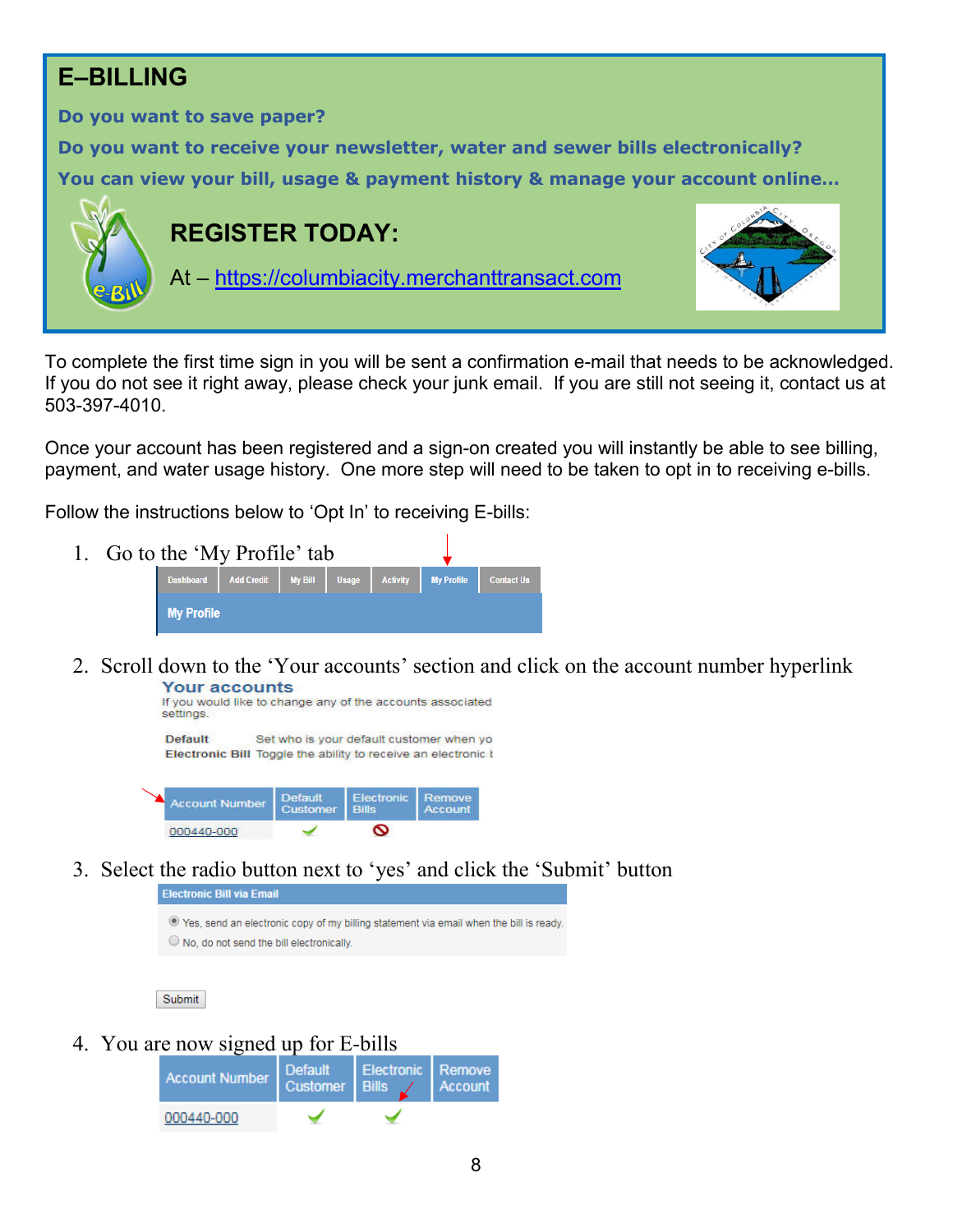# E–BILLING

**Do you want to save paper?**

**Do you want to receive your newsletter, water and sewer bills electronically?**

**You can view your bill, usage & payment history & manage your account online…**

## REGISTER TODAY:

At – https://columbiacity.merchanttransact.com

To complete the first time sign in you will be sent a confirmation e-mail that needs to be acknowledged. If you do not see it right away, please check your junk email. If you are still not seeing it, contact us at 503-397-4010.

Once your account has been registered and a sign-on created you will instantly be able to see billing, payment, and water usage history. One more step will need to be taken to opt in to receiving e-bills.

Follow the instructions below to 'Opt In' to receiving E-bills:

1. Go to the 'My Profile' tab

   Dashboard | Add Credit | My Bill | Usage | Activity | My Profile | Contact Us

   My Profile

2. Scroll down to the 'Your accounts' section and click on the account number hyperlink

   **Your accounts**

   If you would like to change any of the accounts associated settings.

   **Default** Set who is your default customer when yo

   **Electronic Bill** Toggle the ability to receive an electronic t

   | Account Number | Default Customer | Electronic Bills | Remove Account |
   |---|---|---|---|
   | 000440-000 | ✓ | ⊘ | |

3. Select the radio button next to 'yes' and click the 'Submit' button

   **Electronic Bill via Email**

   ◉ Yes, send an electronic copy of my billing statement via email when the bill is ready.

   ○ No, do not send the bill electronically.

   Submit

4. You are now signed up for E-bills

   | Account Number | Default Customer | Electronic Bills | Remove Account |
   |---|---|---|---|
   | 000440-000 | ✓ | ✓ | |